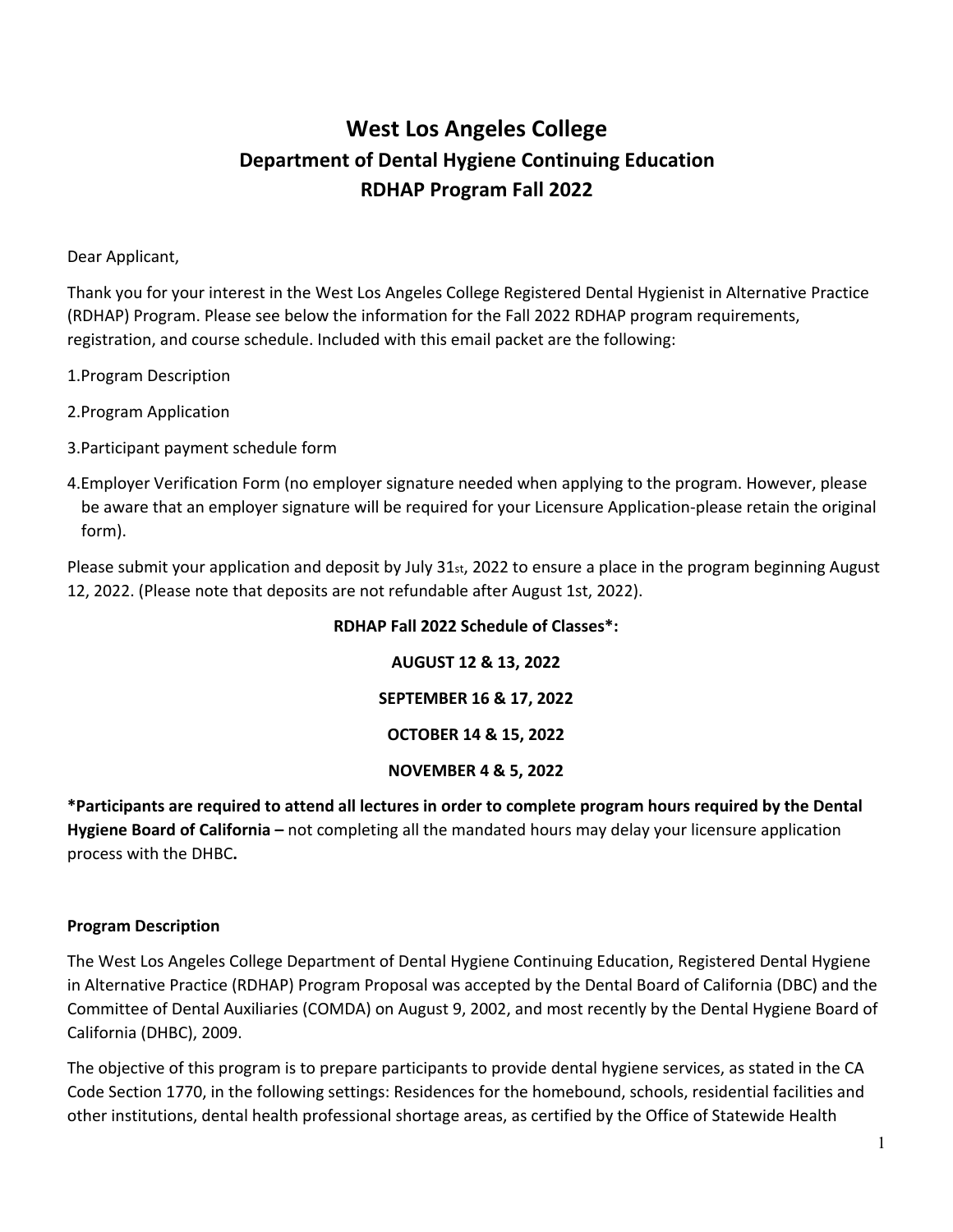# West Los Angeles College
## Department of Dental Hygiene Continuing Education
## RDHAP Program Fall 2022

Dear Applicant,

Thank you for your interest in the West Los Angeles College Registered Dental Hygienist in Alternative Practice (RDHAP) Program. Please see below the information for the Fall 2022 RDHAP program requirements, registration, and course schedule. Included with this email packet are the following:

1. Program Description
2. Program Application
3. Participant payment schedule form
4. Employer Verification Form (no employer signature needed when applying to the program. However, please be aware that an employer signature will be required for your Licensure Application-please retain the original form).

Please submit your application and deposit by July 31st, 2022 to ensure a place in the program beginning August 12, 2022. (Please note that deposits are not refundable after August 1st, 2022).

**RDHAP Fall 2022 Schedule of Classes*:**

**AUGUST 12 & 13, 2022**

**SEPTEMBER 16 & 17, 2022**

**OCTOBER 14 & 15, 2022**

**NOVEMBER 4 & 5, 2022**

***Participants are required to attend all lectures in order to complete program hours required by the Dental Hygiene Board of California –** not completing all the mandated hours may delay your licensure application process with the DHBC**.**

**Program Description**

The West Los Angeles College Department of Dental Hygiene Continuing Education, Registered Dental Hygiene in Alternative Practice (RDHAP) Program Proposal was accepted by the Dental Board of California (DBC) and the Committee of Dental Auxiliaries (COMDA) on August 9, 2002, and most recently by the Dental Hygiene Board of California (DHBC), 2009.

The objective of this program is to prepare participants to provide dental hygiene services, as stated in the CA Code Section 1770, in the following settings: Residences for the homebound, schools, residential facilities and other institutions, dental health professional shortage areas, as certified by the Office of Statewide Health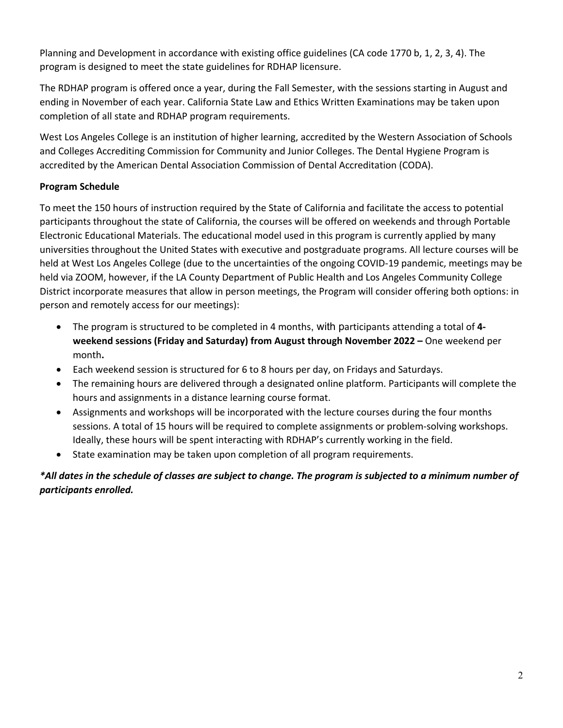Planning and Development in accordance with existing office guidelines (CA code 1770 b, 1, 2, 3, 4). The program is designed to meet the state guidelines for RDHAP licensure.

The RDHAP program is offered once a year, during the Fall Semester, with the sessions starting in August and ending in November of each year. California State Law and Ethics Written Examinations may be taken upon completion of all state and RDHAP program requirements.

West Los Angeles College is an institution of higher learning, accredited by the Western Association of Schools and Colleges Accrediting Commission for Community and Junior Colleges. The Dental Hygiene Program is accredited by the American Dental Association Commission of Dental Accreditation (CODA).

**Program Schedule**

To meet the 150 hours of instruction required by the State of California and facilitate the access to potential participants throughout the state of California, the courses will be offered on weekends and through Portable Electronic Educational Materials. The educational model used in this program is currently applied by many universities throughout the United States with executive and postgraduate programs. All lecture courses will be held at West Los Angeles College (due to the uncertainties of the ongoing COVID-19 pandemic, meetings may be held via ZOOM, however, if the LA County Department of Public Health and Los Angeles Community College District incorporate measures that allow in person meetings, the Program will consider offering both options: in person and remotely access for our meetings):

- The program is structured to be completed in 4 months, with participants attending a total of **4-weekend sessions (Friday and Saturday) from August through November 2022 –** One weekend per month**.**
- Each weekend session is structured for 6 to 8 hours per day, on Fridays and Saturdays.
- The remaining hours are delivered through a designated online platform. Participants will complete the hours and assignments in a distance learning course format.
- Assignments and workshops will be incorporated with the lecture courses during the four months sessions. A total of 15 hours will be required to complete assignments or problem-solving workshops. Ideally, these hours will be spent interacting with RDHAP's currently working in the field.
- State examination may be taken upon completion of all program requirements.

***\*All dates in the schedule of classes are subject to change. The program is subjected to a minimum number of participants enrolled.***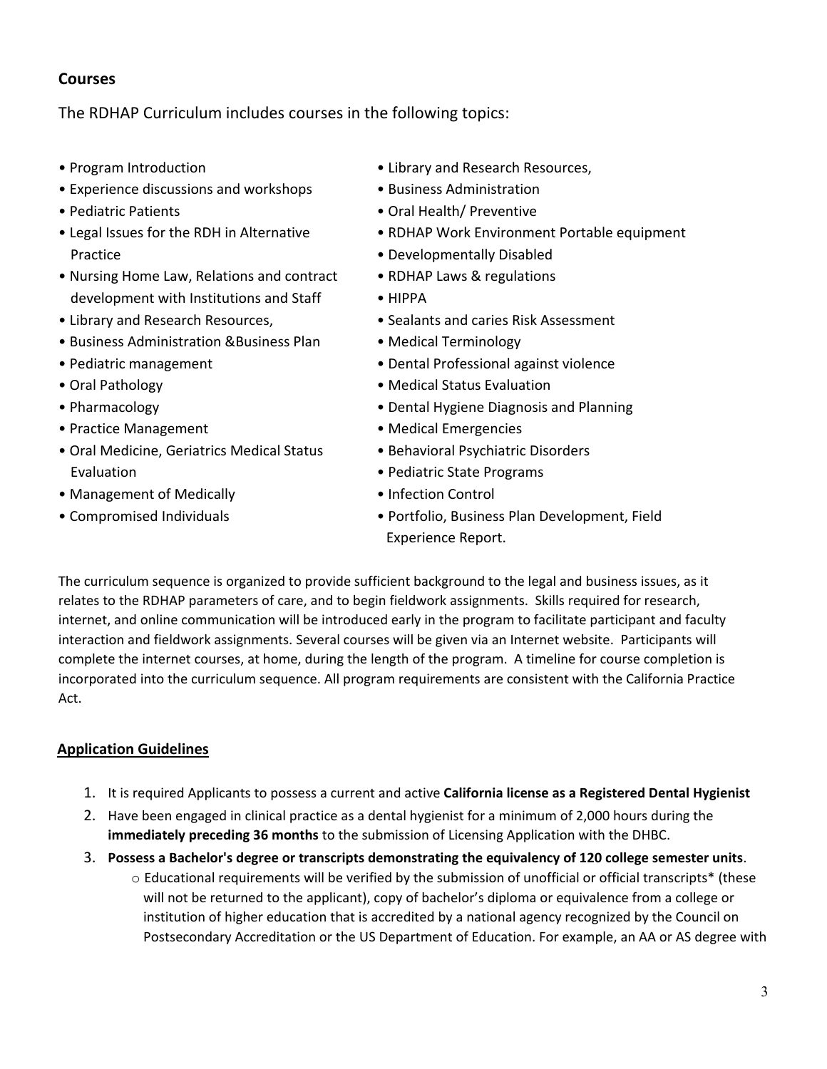## Courses

The RDHAP Curriculum includes courses in the following topics:

- Program Introduction
- Experience discussions and workshops
- Pediatric Patients
- Legal Issues for the RDH in Alternative Practice
- Nursing Home Law, Relations and contract development with Institutions and Staff
- Library and Research Resources,
- Business Administration &Business Plan
- Pediatric management
- Oral Pathology
- Pharmacology
- Practice Management
- Oral Medicine, Geriatrics Medical Status Evaluation
- Management of Medically
- Compromised Individuals
- Library and Research Resources,
- Business Administration
- Oral Health/ Preventive
- RDHAP Work Environment Portable equipment
- Developmentally Disabled
- RDHAP Laws & regulations
- HIPPA
- Sealants and caries Risk Assessment
- Medical Terminology
- Dental Professional against violence
- Medical Status Evaluation
- Dental Hygiene Diagnosis and Planning
- Medical Emergencies
- Behavioral Psychiatric Disorders
- Pediatric State Programs
- Infection Control
- Portfolio, Business Plan Development, Field Experience Report.

The curriculum sequence is organized to provide sufficient background to the legal and business issues, as it relates to the RDHAP parameters of care, and to begin fieldwork assignments. Skills required for research, internet, and online communication will be introduced early in the program to facilitate participant and faculty interaction and fieldwork assignments. Several courses will be given via an Internet website. Participants will complete the internet courses, at home, during the length of the program. A timeline for course completion is incorporated into the curriculum sequence. All program requirements are consistent with the California Practice Act.

## Application Guidelines

1. It is required Applicants to possess a current and active **California license as a Registered Dental Hygienist**
2. Have been engaged in clinical practice as a dental hygienist for a minimum of 2,000 hours during the **immediately preceding 36 months** to the submission of Licensing Application with the DHBC.
3. **Possess a Bachelor's degree or transcripts demonstrating the equivalency of 120 college semester units**.
   - Educational requirements will be verified by the submission of unofficial or official transcripts* (these will not be returned to the applicant), copy of bachelor's diploma or equivalence from a college or institution of higher education that is accredited by a national agency recognized by the Council on Postsecondary Accreditation or the US Department of Education. For example, an AA or AS degree with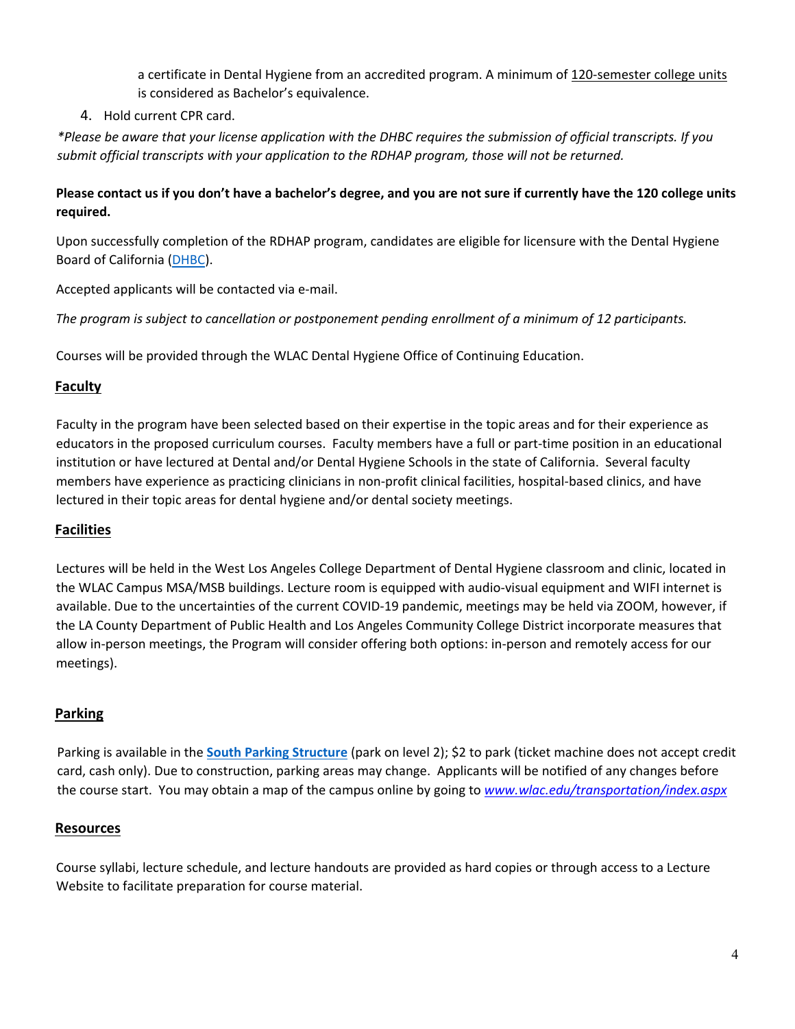a certificate in Dental Hygiene from an accredited program. A minimum of 120-semester college units is considered as Bachelor's equivalence.

4. Hold current CPR card.

*\*Please be aware that your license application with the DHBC requires the submission of official transcripts. If you submit official transcripts with your application to the RDHAP program, those will not be returned.*

**Please contact us if you don't have a bachelor's degree, and you are not sure if currently have the 120 college units required.**

Upon successfully completion of the RDHAP program, candidates are eligible for licensure with the Dental Hygiene Board of California (DHBC).

Accepted applicants will be contacted via e-mail.

*The program is subject to cancellation or postponement pending enrollment of a minimum of 12 participants.*

Courses will be provided through the WLAC Dental Hygiene Office of Continuing Education.

## Faculty

Faculty in the program have been selected based on their expertise in the topic areas and for their experience as educators in the proposed curriculum courses. Faculty members have a full or part-time position in an educational institution or have lectured at Dental and/or Dental Hygiene Schools in the state of California. Several faculty members have experience as practicing clinicians in non-profit clinical facilities, hospital-based clinics, and have lectured in their topic areas for dental hygiene and/or dental society meetings.

## Facilities

Lectures will be held in the West Los Angeles College Department of Dental Hygiene classroom and clinic, located in the WLAC Campus MSA/MSB buildings. Lecture room is equipped with audio-visual equipment and WIFI internet is available. Due to the uncertainties of the current COVID-19 pandemic, meetings may be held via ZOOM, however, if the LA County Department of Public Health and Los Angeles Community College District incorporate measures that allow in-person meetings, the Program will consider offering both options: in-person and remotely access for our meetings).

## Parking

Parking is available in the **South Parking Structure** (park on level 2); $2 to park (ticket machine does not accept credit card, cash only). Due to construction, parking areas may change. Applicants will be notified of any changes before the course start. You may obtain a map of the campus online by going to *www.wlac.edu/transportation/index.aspx*

## Resources

Course syllabi, lecture schedule, and lecture handouts are provided as hard copies or through access to a Lecture Website to facilitate preparation for course material.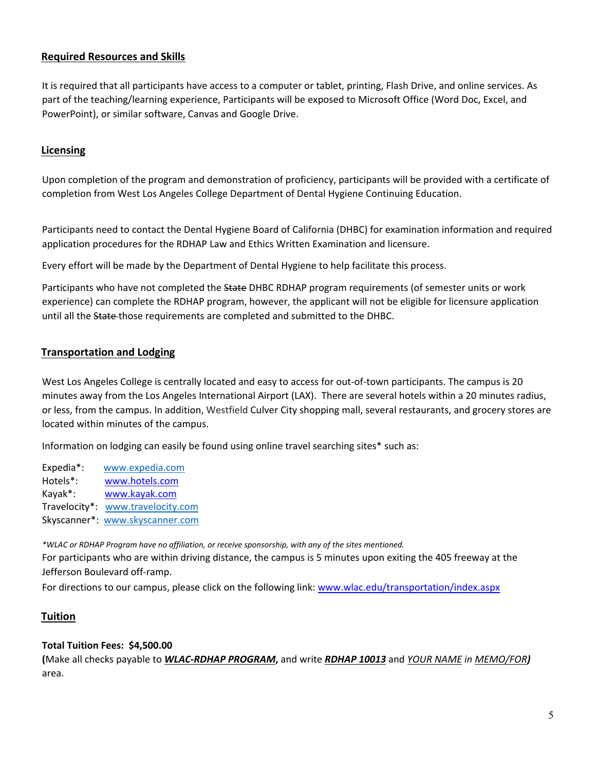## Required Resources and Skills

It is required that all participants have access to a computer or tablet, printing, Flash Drive, and online services. As part of the teaching/learning experience, Participants will be exposed to Microsoft Office (Word Doc, Excel, and PowerPoint), or similar software, Canvas and Google Drive.

## Licensing

Upon completion of the program and demonstration of proficiency, participants will be provided with a certificate of completion from West Los Angeles College Department of Dental Hygiene Continuing Education.

Participants need to contact the Dental Hygiene Board of California (DHBC) for examination information and required application procedures for the RDHAP Law and Ethics Written Examination and licensure.

Every effort will be made by the Department of Dental Hygiene to help facilitate this process.

Participants who have not completed the ~~State~~ DHBC RDHAP program requirements (of semester units or work experience) can complete the RDHAP program, however, the applicant will not be eligible for licensure application until all the ~~State~~ those requirements are completed and submitted to the DHBC.

## Transportation and Lodging

West Los Angeles College is centrally located and easy to access for out-of-town participants. The campus is 20 minutes away from the Los Angeles International Airport (LAX). There are several hotels within a 20 minutes radius, or less, from the campus. In addition, Westfield Culver City shopping mall, several restaurants, and grocery stores are located within minutes of the campus.

Information on lodging can easily be found using online travel searching sites* such as:

Expedia*: www.expedia.com
Hotels*: www.hotels.com
Kayak*: www.kayak.com
Travelocity*: www.travelocity.com
Skyscanner*: www.skyscanner.com

*\*WLAC or RDHAP Program have no affiliation, or receive sponsorship, with any of the sites mentioned.*

For participants who are within driving distance, the campus is 5 minutes upon exiting the 405 freeway at the Jefferson Boulevard off-ramp.

For directions to our campus, please click on the following link: www.wlac.edu/transportation/index.aspx

## Tuition

**Total Tuition Fees: $4,500.00**

**(**Make all checks payable to ***WLAC-RDHAP PROGRAM*****,** and write ***RDHAP 10013*** and *YOUR NAME in MEMO/FOR****)*** area.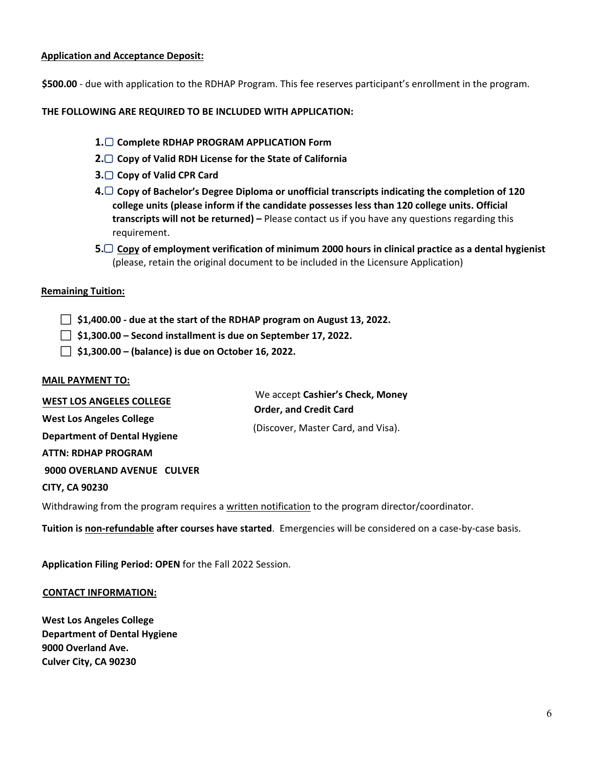**<u>Application and Acceptance Deposit:</u>**

**$500.00** - due with application to the RDHAP Program. This fee reserves participant's enrollment in the program.

**THE FOLLOWING ARE REQUIRED TO BE INCLUDED WITH APPLICATION:**

1. ☐ **Complete RDHAP PROGRAM APPLICATION Form**
2. ☐ **Copy of Valid RDH License for the State of California**
3. ☐ **Copy of Valid CPR Card**
4. ☐ **Copy of Bachelor's Degree Diploma or unofficial transcripts indicating the completion of 120 college units (please inform if the candidate possesses less than 120 college units. Official transcripts will not be returned) –** Please contact us if you have any questions regarding this requirement.
5. ☐ **<u>Copy</u> of employment verification of minimum 2000 hours in clinical practice as a dental hygienist** (please, retain the original document to be included in the Licensure Application)

**<u>Remaining Tuition:</u>**

- ☐ **$1,400.00 - due at the start of the RDHAP program on August 13, 2022.**
- ☐ **$1,300.00 – Second installment is due on September 17, 2022.**
- ☐ **$1,300.00 – (balance) is due on October 16, 2022.**

**<u>MAIL PAYMENT TO:</u>**

**<u>WEST LOS ANGELES COLLEGE</u>**

**West Los Angeles College**
**Department of Dental Hygiene**
**ATTN: RDHAP PROGRAM**
**9000 OVERLAND AVENUE CULVER CITY, CA 90230**

We accept **Cashier's Check, Money Order, and Credit Card** (Discover, Master Card, and Visa).

Withdrawing from the program requires a <u>written notification</u> to the program director/coordinator.

**Tuition is <u>non-refundable</u> after courses have started**. Emergencies will be considered on a case-by-case basis.

**Application Filing Period: OPEN** for the Fall 2022 Session.

**<u>CONTACT INFORMATION:</u>**

**West Los Angeles College**
**Department of Dental Hygiene**
**9000 Overland Ave.**
**Culver City, CA 90230**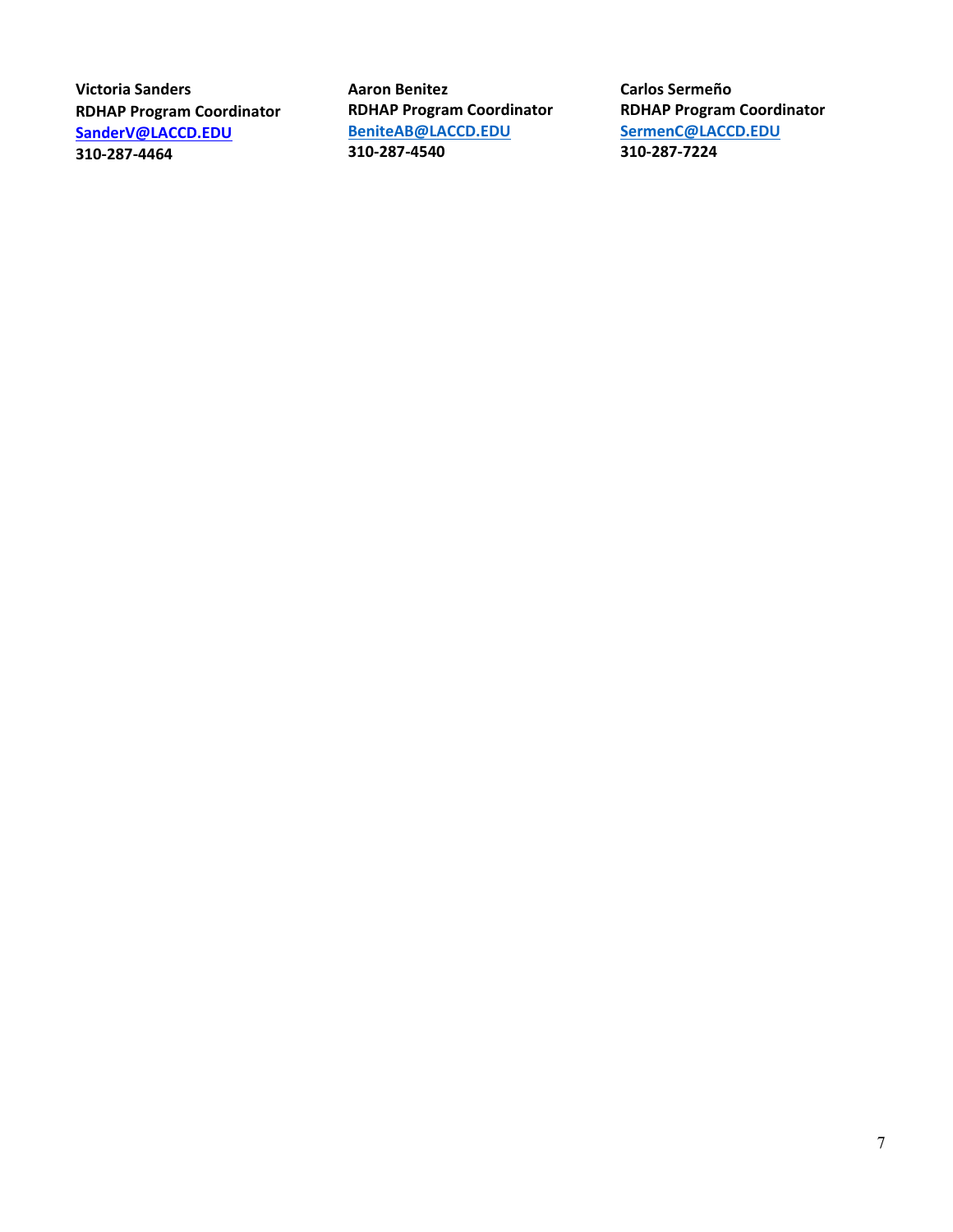**Victoria Sanders**
**RDHAP Program Coordinator**
**SanderV@LACCD.EDU**
**310-287-4464**

**Aaron Benitez**
**RDHAP Program Coordinator**
**BeniteAB@LACCD.EDU**
**310-287-4540**

**Carlos Sermeño**
**RDHAP Program Coordinator**
**SermenC@LACCD.EDU**
**310-287-7224**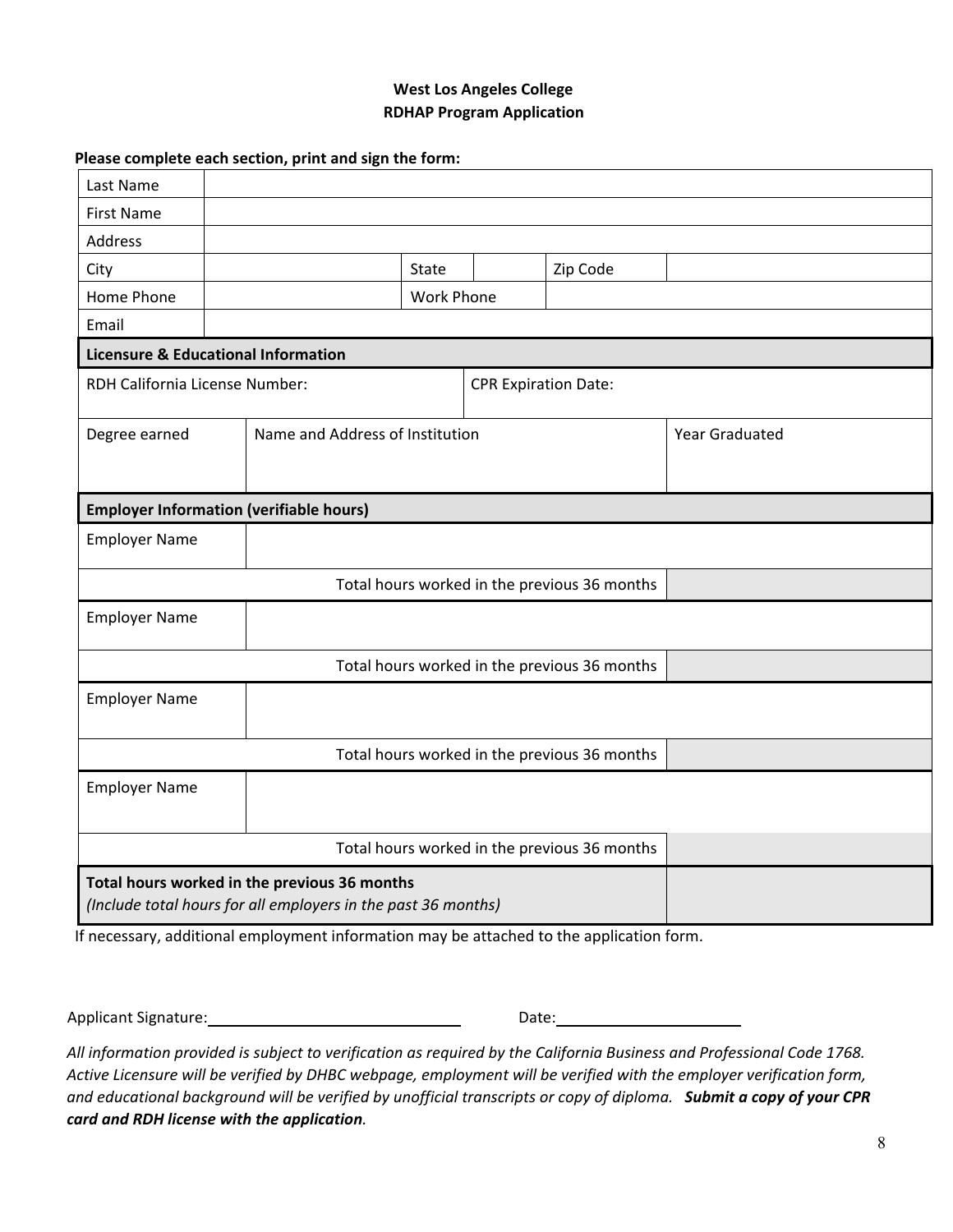**West Los Angeles College**
**RDHAP Program Application**

**Please complete each section, print and sign the form:**

| | | | | | |
|---|---|---|---|---|---|
| Last Name | | | | | |
| First Name | | | | | |
| Address | | | | | |
| City | | State | | Zip Code | |
| Home Phone | | Work Phone | | | |
| Email | | | | | |

| **Licensure & Educational Information** | | |
|---|---|---|
| RDH California License Number: | CPR Expiration Date: | |
| Degree earned | Name and Address of Institution | Year Graduated |
| | | |

| **Employer Information (verifiable hours)** | | |
|---|---|---|
| Employer Name | | |
| | Total hours worked in the previous 36 months | |
| Employer Name | | |
| | Total hours worked in the previous 36 months | |
| Employer Name | | |
| | Total hours worked in the previous 36 months | |
| Employer Name | | |
| | Total hours worked in the previous 36 months | |
| **Total hours worked in the previous 36 months** *(Include total hours for all employers in the past 36 months)* | | |

If necessary, additional employment information may be attached to the application form.

Applicant Signature:______________________________ Date:______________________

*All information provided is subject to verification as required by the California Business and Professional Code 1768. Active Licensure will be verified by DHBC webpage, employment will be verified with the employer verification form, and educational background will be verified by unofficial transcripts or copy of diploma.* ***Submit a copy of your CPR card and RDH license with the application****.*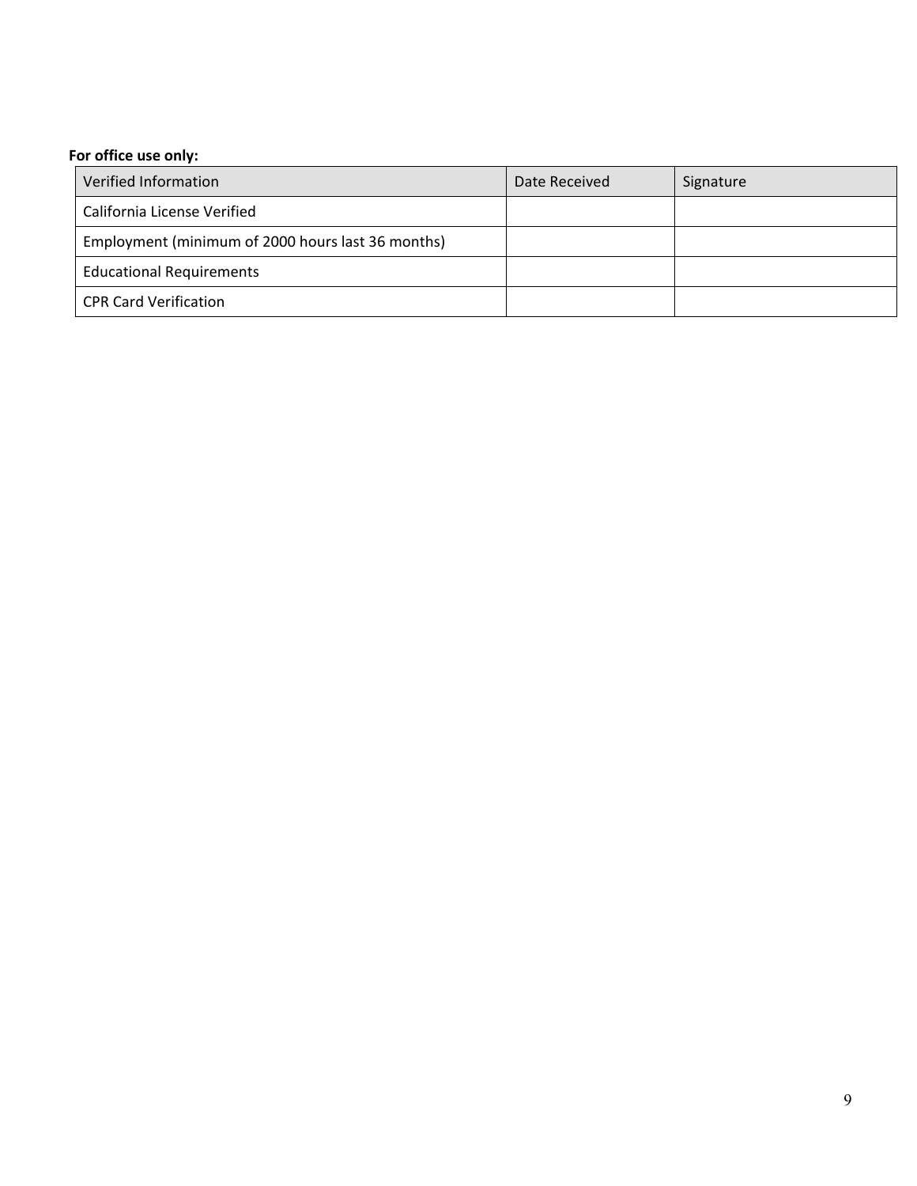**For office use only:**

| Verified Information | Date Received | Signature |
| --- | --- | --- |
| California License Verified | | |
| Employment (minimum of 2000 hours last 36 months) | | |
| Educational Requirements | | |
| CPR Card Verification | | |